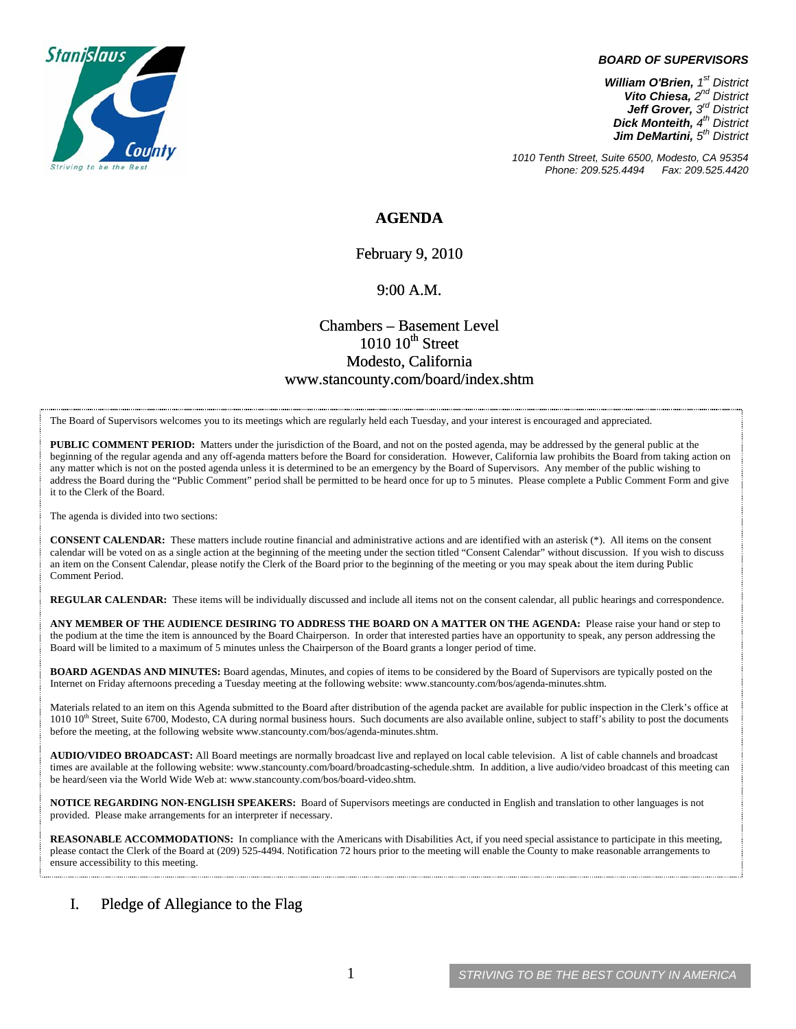**BOARD OF SUPERVISORS**

***William O'Brien**, 1st District*
***Vito Chiesa**, 2nd District*
***Jeff Grover**, 3rd District*
***Dick Monteith**, 4th District*
***Jim DeMartini**, 5th District*

*1010 Tenth Street, Suite 6500, Modesto, CA 95354*
*Phone: 209.525.4494 Fax: 209.525.4420*

# AGENDA

February 9, 2010

9:00 A.M.

Chambers – Basement Level
1010 10th Street
Modesto, California
www.stancounty.com/board/index.shtm

The Board of Supervisors welcomes you to its meetings which are regularly held each Tuesday, and your interest is encouraged and appreciated.

**PUBLIC COMMENT PERIOD:** Matters under the jurisdiction of the Board, and not on the posted agenda, may be addressed by the general public at the beginning of the regular agenda and any off-agenda matters before the Board for consideration. However, California law prohibits the Board from taking action on any matter which is not on the posted agenda unless it is determined to be an emergency by the Board of Supervisors. Any member of the public wishing to address the Board during the "Public Comment" period shall be permitted to be heard once for up to 5 minutes. Please complete a Public Comment Form and give it to the Clerk of the Board.

The agenda is divided into two sections:

**CONSENT CALENDAR:** These matters include routine financial and administrative actions and are identified with an asterisk (*). All items on the consent calendar will be voted on as a single action at the beginning of the meeting under the section titled "Consent Calendar" without discussion. If you wish to discuss an item on the Consent Calendar, please notify the Clerk of the Board prior to the beginning of the meeting or you may speak about the item during Public Comment Period.

**REGULAR CALENDAR:** These items will be individually discussed and include all items not on the consent calendar, all public hearings and correspondence.

**ANY MEMBER OF THE AUDIENCE DESIRING TO ADDRESS THE BOARD ON A MATTER ON THE AGENDA:** Please raise your hand or step to the podium at the time the item is announced by the Board Chairperson. In order that interested parties have an opportunity to speak, any person addressing the Board will be limited to a maximum of 5 minutes unless the Chairperson of the Board grants a longer period of time.

**BOARD AGENDAS AND MINUTES:** Board agendas, Minutes, and copies of items to be considered by the Board of Supervisors are typically posted on the Internet on Friday afternoons preceding a Tuesday meeting at the following website: www.stancounty.com/bos/agenda-minutes.shtm.

Materials related to an item on this Agenda submitted to the Board after distribution of the agenda packet are available for public inspection in the Clerk's office at 1010 10th Street, Suite 6700, Modesto, CA during normal business hours. Such documents are also available online, subject to staff's ability to post the documents before the meeting, at the following website www.stancounty.com/bos/agenda-minutes.shtm.

**AUDIO/VIDEO BROADCAST:** All Board meetings are normally broadcast live and replayed on local cable television. A list of cable channels and broadcast times are available at the following website: www.stancounty.com/board/broadcasting-schedule.shtm. In addition, a live audio/video broadcast of this meeting can be heard/seen via the World Wide Web at: www.stancounty.com/bos/board-video.shtm.

**NOTICE REGARDING NON-ENGLISH SPEAKERS:** Board of Supervisors meetings are conducted in English and translation to other languages is not provided. Please make arrangements for an interpreter if necessary.

**REASONABLE ACCOMMODATIONS:** In compliance with the Americans with Disabilities Act, if you need special assistance to participate in this meeting, please contact the Clerk of the Board at (209) 525-4494. Notification 72 hours prior to the meeting will enable the County to make reasonable arrangements to ensure accessibility to this meeting.

## I. Pledge of Allegiance to the Flag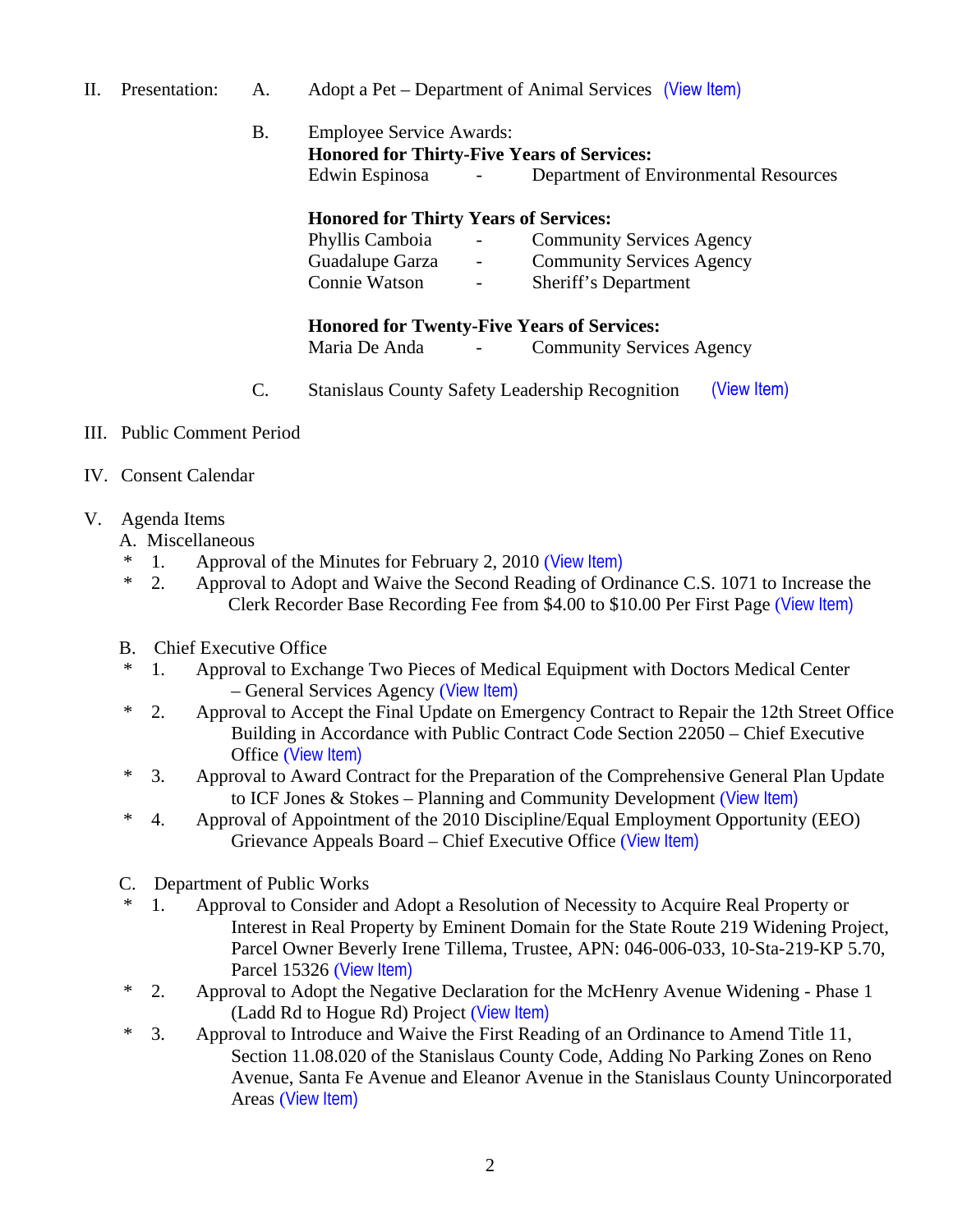II. Presentation:

A. Adopt a Pet – Department of Animal Services (View Item)

B. Employee Service Awards:

**Honored for Thirty-Five Years of Services:**

Edwin Espinosa - Department of Environmental Resources

**Honored for Thirty Years of Services:**

Phyllis Camboia - Community Services Agency
Guadalupe Garza - Community Services Agency
Connie Watson - Sheriff's Department

**Honored for Twenty-Five Years of Services:**

Maria De Anda - Community Services Agency

C. Stanislaus County Safety Leadership Recognition (View Item)

III. Public Comment Period

IV. Consent Calendar

V. Agenda Items

A. Miscellaneous

\* 1. Approval of the Minutes for February 2, 2010 (View Item)

\* 2. Approval to Adopt and Waive the Second Reading of Ordinance C.S. 1071 to Increase the Clerk Recorder Base Recording Fee from $4.00 to $10.00 Per First Page (View Item)

B. Chief Executive Office

\* 1. Approval to Exchange Two Pieces of Medical Equipment with Doctors Medical Center – General Services Agency (View Item)

\* 2. Approval to Accept the Final Update on Emergency Contract to Repair the 12th Street Office Building in Accordance with Public Contract Code Section 22050 – Chief Executive Office (View Item)

\* 3. Approval to Award Contract for the Preparation of the Comprehensive General Plan Update to ICF Jones & Stokes – Planning and Community Development (View Item)

\* 4. Approval of Appointment of the 2010 Discipline/Equal Employment Opportunity (EEO) Grievance Appeals Board – Chief Executive Office (View Item)

C. Department of Public Works

\* 1. Approval to Consider and Adopt a Resolution of Necessity to Acquire Real Property or Interest in Real Property by Eminent Domain for the State Route 219 Widening Project, Parcel Owner Beverly Irene Tillema, Trustee, APN: 046-006-033, 10-Sta-219-KP 5.70, Parcel 15326 (View Item)

\* 2. Approval to Adopt the Negative Declaration for the McHenry Avenue Widening - Phase 1 (Ladd Rd to Hogue Rd) Project (View Item)

\* 3. Approval to Introduce and Waive the First Reading of an Ordinance to Amend Title 11, Section 11.08.020 of the Stanislaus County Code, Adding No Parking Zones on Reno Avenue, Santa Fe Avenue and Eleanor Avenue in the Stanislaus County Unincorporated Areas (View Item)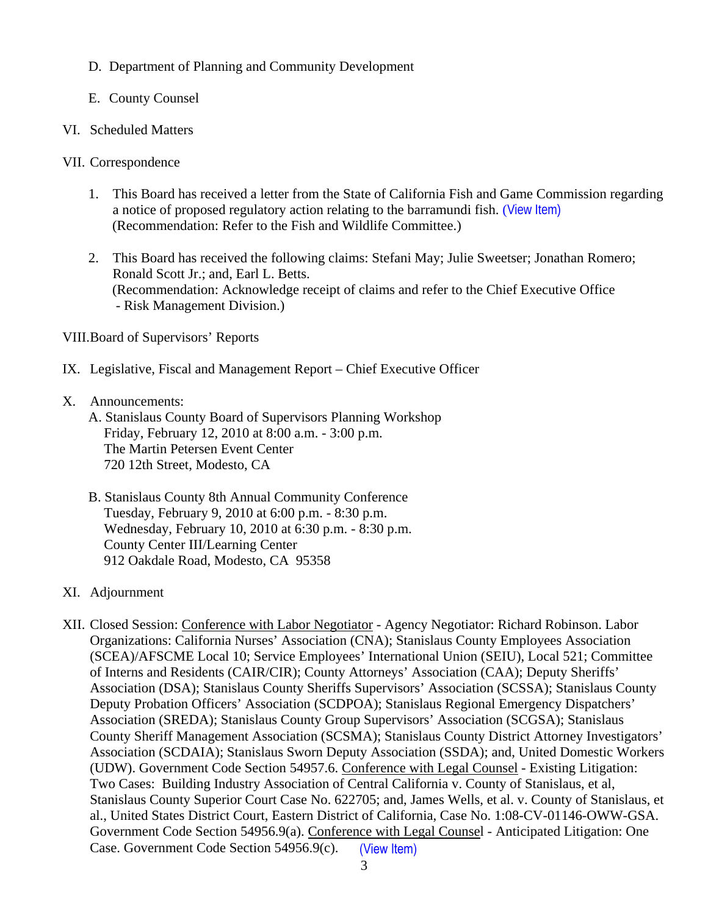D. Department of Planning and Community Development

E. County Counsel

VI. Scheduled Matters

VII. Correspondence

1. This Board has received a letter from the State of California Fish and Game Commission regarding a notice of proposed regulatory action relating to the barramundi fish. (View Item)
(Recommendation: Refer to the Fish and Wildlife Committee.)

2. This Board has received the following claims: Stefani May; Julie Sweetser; Jonathan Romero; Ronald Scott Jr.; and, Earl L. Betts.
(Recommendation: Acknowledge receipt of claims and refer to the Chief Executive Office - Risk Management Division.)

VIII. Board of Supervisors' Reports

IX. Legislative, Fiscal and Management Report – Chief Executive Officer

X. Announcements:

A. Stanislaus County Board of Supervisors Planning Workshop
Friday, February 12, 2010 at 8:00 a.m. - 3:00 p.m.
The Martin Petersen Event Center
720 12th Street, Modesto, CA

B. Stanislaus County 8th Annual Community Conference
Tuesday, February 9, 2010 at 6:00 p.m. - 8:30 p.m.
Wednesday, February 10, 2010 at 6:30 p.m. - 8:30 p.m.
County Center III/Learning Center
912 Oakdale Road, Modesto, CA 95358

XI. Adjournment

XII. Closed Session: Conference with Labor Negotiator - Agency Negotiator: Richard Robinson. Labor Organizations: California Nurses' Association (CNA); Stanislaus County Employees Association (SCEA)/AFSCME Local 10; Service Employees' International Union (SEIU), Local 521; Committee of Interns and Residents (CAIR/CIR); County Attorneys' Association (CAA); Deputy Sheriffs' Association (DSA); Stanislaus County Sheriffs Supervisors' Association (SCSSA); Stanislaus County Deputy Probation Officers' Association (SCDPOA); Stanislaus Regional Emergency Dispatchers' Association (SREDA); Stanislaus County Group Supervisors' Association (SCGSA); Stanislaus County Sheriff Management Association (SCSMA); Stanislaus County District Attorney Investigators' Association (SCDAIA); Stanislaus Sworn Deputy Association (SSDA); and, United Domestic Workers (UDW). Government Code Section 54957.6. Conference with Legal Counsel - Existing Litigation: Two Cases: Building Industry Association of Central California v. County of Stanislaus, et al, Stanislaus County Superior Court Case No. 622705; and, James Wells, et al. v. County of Stanislaus, et al., United States District Court, Eastern District of California, Case No. 1:08-CV-01146-OWW-GSA. Government Code Section 54956.9(a). Conference with Legal Counsel - Anticipated Litigation: One Case. Government Code Section 54956.9(c). (View Item)